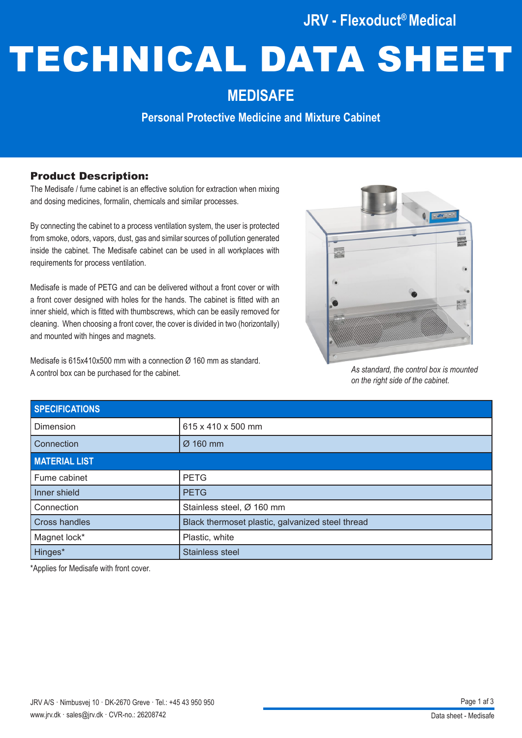JRV - Flexoduct® Medical

# TECHNICAL DATA SHEET

## MEDISAFE

### Personal Protective Medicine and Mixture Cabinet

### Product Description:

The Medisafe / fume cabinet is an effective solution for extraction when mixing and dosing medicines, formalin, chemicals and similar processes.

By connecting the cabinet to a process ventilation system, the user is protected from smoke, odors, vapors, dust, gas and similar sources of pollution generated inside the cabinet. The Medisafe cabinet can be used in all workplaces with requirements for process ventilation.

Medisafe is made of PETG and can be delivered without a front cover or with a front cover designed with holes for the hands. The cabinet is fitted with an inner shield, which is fitted with thumbscrews, which can be easily removed for cleaning. When choosing a front cover, the cover is divided in two (horizontally) and mounted with hinges and magnets.

Medisafe is 615x410x500 mm with a connection Ø 160 mm as standard.
A control box can be purchased for the cabinet.

*As standard, the control box is mounted on the right side of the cabinet.*

| SPECIFICATIONS | |
|---|---|
| Dimension | 615 x 410 x 500 mm |
| Connection | Ø 160 mm |
| **MATERIAL LIST** | |
| Fume cabinet | PETG |
| Inner shield | PETG |
| Connection | Stainless steel, Ø 160 mm |
| Cross handles | Black thermoset plastic, galvanized steel thread |
| Magnet lock* | Plastic, white |
| Hinges* | Stainless steel |

*Applies for Medisafe with front cover.

JRV A/S · Nimbusvej 10 · DK-2670 Greve · Tel.: +45 43 950 950
www.jrv.dk · sales@jrv.dk · CVR-no.: 26208742

Data sheet - Medisafe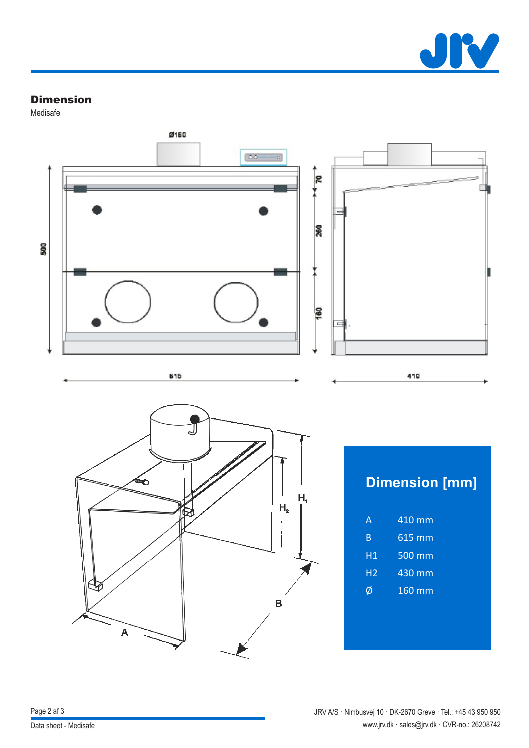## Dimension

Medisafe

Ø160

500

70

260

160

615

410

H1

H2

B

A

### Dimension [mm]

| | |
|---|---|
| A | 410 mm |
| B | 615 mm |
| H1 | 500 mm |
| H2 | 430 mm |
| Ø | 160 mm |

JRV A/S · Nimbusvej 10 · DK-2670 Greve · Tel.: +45 43 950 950
www.jrv.dk · sales@jrv.dk · CVR-no.: 26208742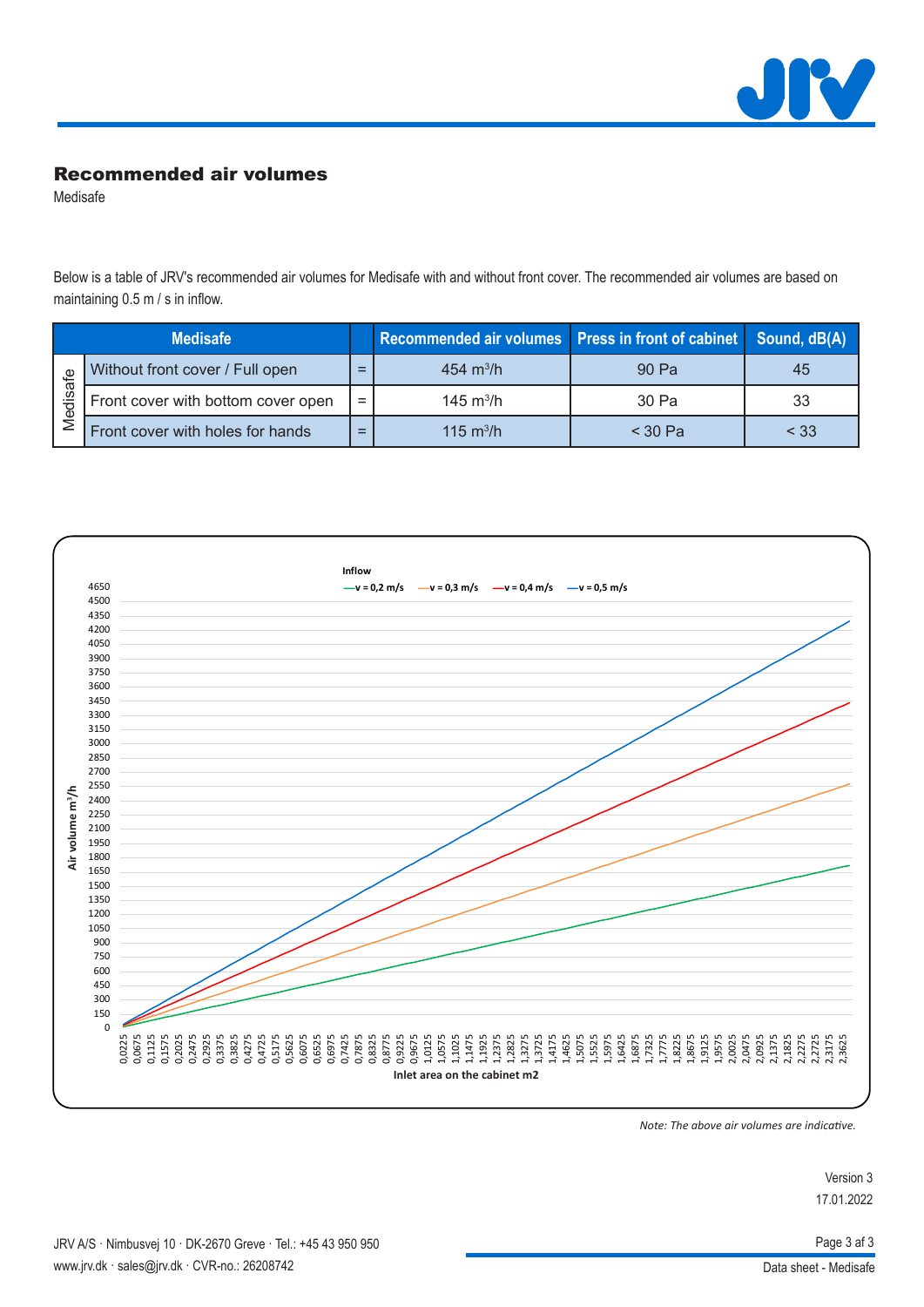## Recommended air volumes

Medisafe

Below is a table of JRV's recommended air volumes for Medisafe with and without front cover. The recommended air volumes are based on maintaining 0.5 m / s in inflow.

| Medisafe | | | Recommended air volumes | Press in front of cabinet | Sound, dB(A) |
|---|---|---|---|---|---|
| Medisafe | Without front cover / Full open | = | 454 $m^3$/h | 90 Pa | 45 |
| | Front cover with bottom cover open | = | 145 $m^3$/h | 30 Pa | 33 |
| | Front cover with holes for hands | = | 115 $m^3$/h | < 30 Pa | < 33 |

Inflow

v = 0,2 m/s
v = 0,3 m/s
v = 0,4 m/s
v = 0,5 m/s

Air volume m³/h

4650
4500
4350
4200
4050
3900
3750
3600
3450
3300
3150
3000
2850
2700
2550
2400
2250
2100
1950
1800
1650
1500
1350
1200
1050
900
750
600
450
300
150
0

0,0225 0,0675 0,1125 0,1575 0,2025 0,2475 0,2925 0,3375 0,3825 0,4275 0,4725 0,5175 0,5625 0,6075 0,6525 0,6975 0,7425 0,7875 0,8325 0,8775 0,9225 0,9675 1,0125 1,0575 1,1025 1,1475 1,1925 1,2375 1,2825 1,3275 1,3725 1,4175 1,4625 1,5075 1,5525 1,5975 1,6425 1,6875 1,7325 1,7775 1,8225 1,8675 1,9125 1,9575 2,0025 2,0475 2,0925 2,1375 2,1825 2,2275 2,2725 2,3175 2,3625

Inlet area on the cabinet m2

*Note: The above air volumes are indicative.*

Version 3
17.01.2022

JRV A/S · Nimbusvej 10 · DK-2670 Greve · Tel.: +45 43 950 950
www.jrv.dk · sales@jrv.dk · CVR-no.: 26208742

Data sheet - Medisafe